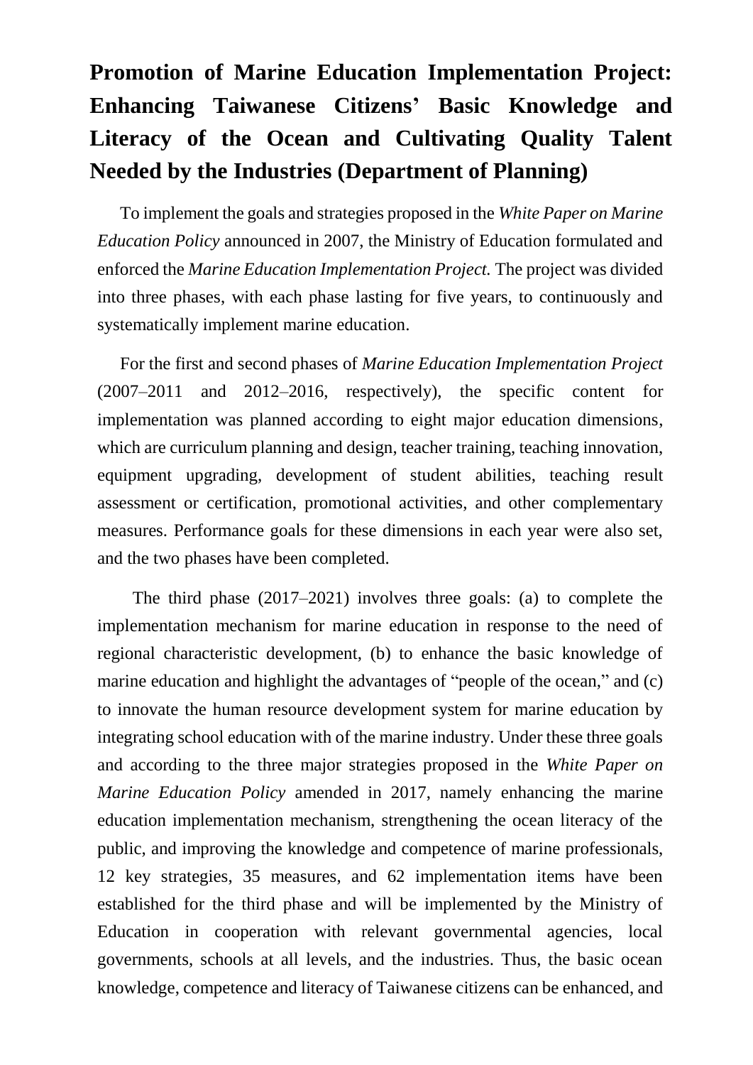# Promotion of Marine Education Implementation Project: Enhancing Taiwanese Citizens' Basic Knowledge and Literacy of the Ocean and Cultivating Quality Talent Needed by the Industries (Department of Planning)

To implement the goals and strategies proposed in the *White Paper on Marine Education Policy* announced in 2007, the Ministry of Education formulated and enforced the *Marine Education Implementation Project.* The project was divided into three phases, with each phase lasting for five years, to continuously and systematically implement marine education.

For the first and second phases of *Marine Education Implementation Project* (2007–2011 and 2012–2016, respectively), the specific content for implementation was planned according to eight major education dimensions, which are curriculum planning and design, teacher training, teaching innovation, equipment upgrading, development of student abilities, teaching result assessment or certification, promotional activities, and other complementary measures. Performance goals for these dimensions in each year were also set, and the two phases have been completed.

The third phase (2017–2021) involves three goals: (a) to complete the implementation mechanism for marine education in response to the need of regional characteristic development, (b) to enhance the basic knowledge of marine education and highlight the advantages of "people of the ocean," and (c) to innovate the human resource development system for marine education by integrating school education with of the marine industry. Under these three goals and according to the three major strategies proposed in the *White Paper on Marine Education Policy* amended in 2017, namely enhancing the marine education implementation mechanism, strengthening the ocean literacy of the public, and improving the knowledge and competence of marine professionals, 12 key strategies, 35 measures, and 62 implementation items have been established for the third phase and will be implemented by the Ministry of Education in cooperation with relevant governmental agencies, local governments, schools at all levels, and the industries. Thus, the basic ocean knowledge, competence and literacy of Taiwanese citizens can be enhanced, and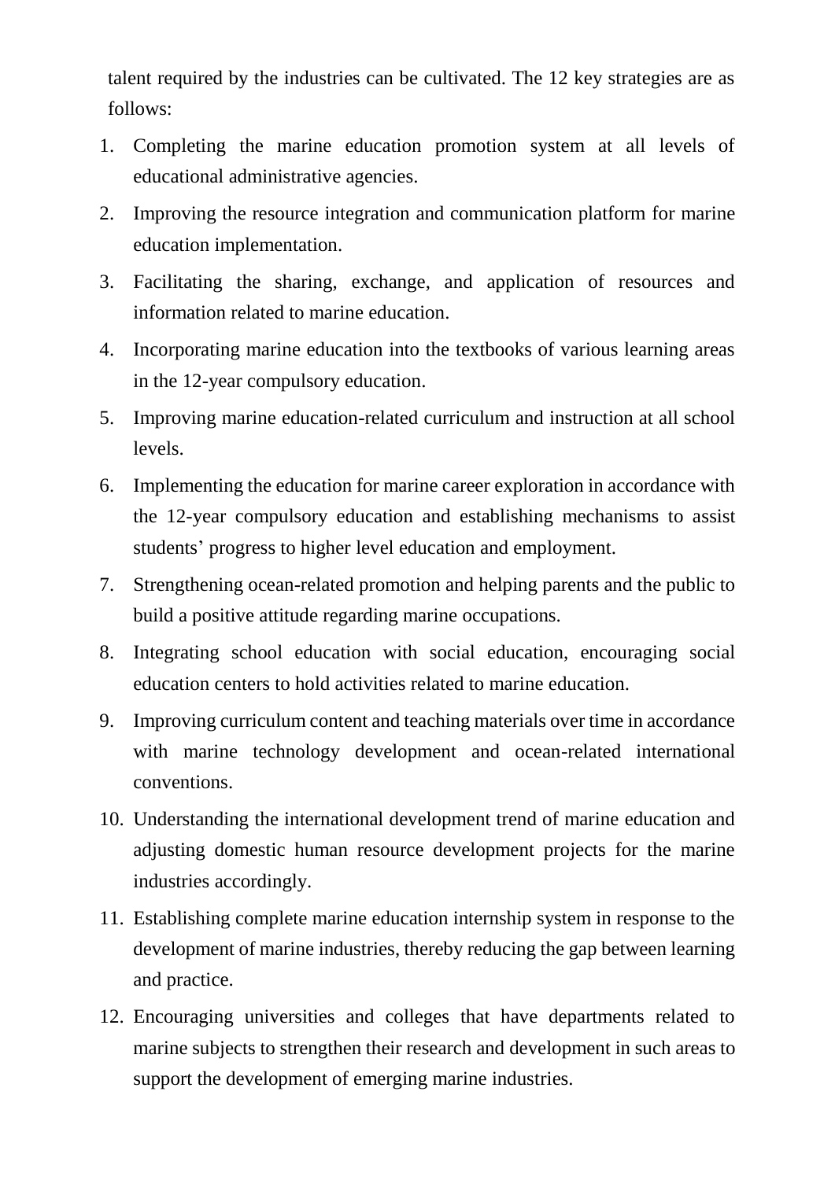talent required by the industries can be cultivated. The 12 key strategies are as follows:

1. Completing the marine education promotion system at all levels of educational administrative agencies.
2. Improving the resource integration and communication platform for marine education implementation.
3. Facilitating the sharing, exchange, and application of resources and information related to marine education.
4. Incorporating marine education into the textbooks of various learning areas in the 12-year compulsory education.
5. Improving marine education-related curriculum and instruction at all school levels.
6. Implementing the education for marine career exploration in accordance with the 12-year compulsory education and establishing mechanisms to assist students' progress to higher level education and employment.
7. Strengthening ocean-related promotion and helping parents and the public to build a positive attitude regarding marine occupations.
8. Integrating school education with social education, encouraging social education centers to hold activities related to marine education.
9. Improving curriculum content and teaching materials over time in accordance with marine technology development and ocean-related international conventions.
10. Understanding the international development trend of marine education and adjusting domestic human resource development projects for the marine industries accordingly.
11. Establishing complete marine education internship system in response to the development of marine industries, thereby reducing the gap between learning and practice.
12. Encouraging universities and colleges that have departments related to marine subjects to strengthen their research and development in such areas to support the development of emerging marine industries.